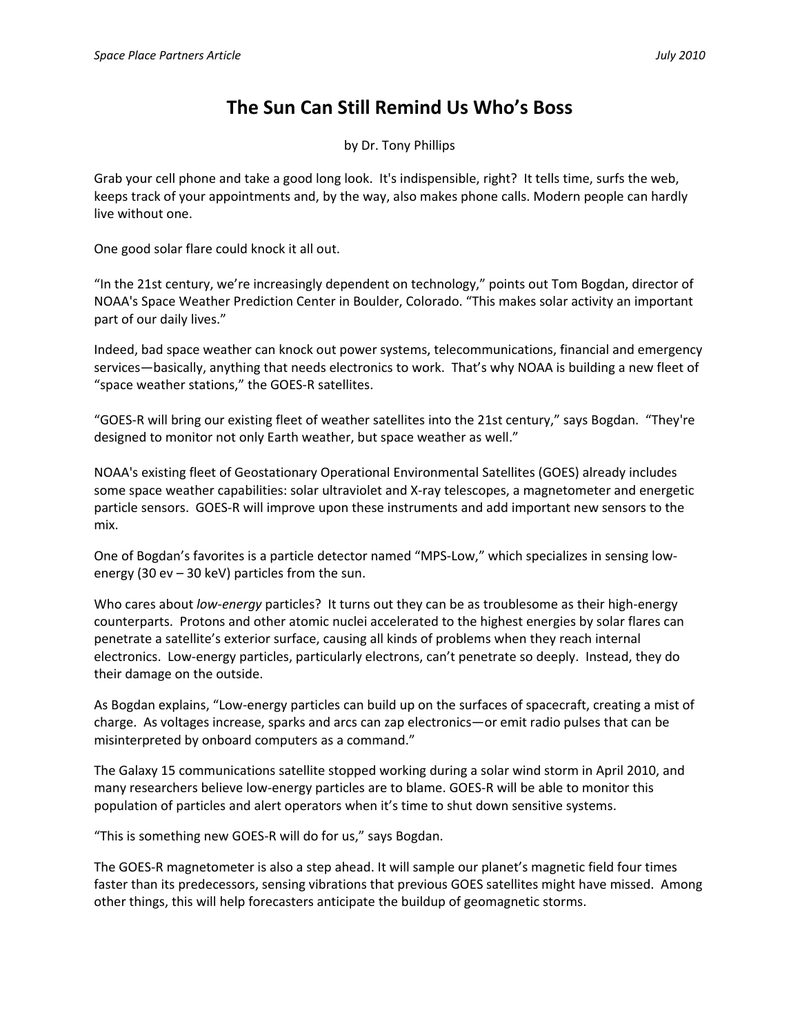# The Sun Can Still Remind Us Who's Boss

by Dr. Tony Phillips

Grab your cell phone and take a good long look. It's indispensible, right? It tells time, surfs the web, keeps track of your appointments and, by the way, also makes phone calls. Modern people can hardly live without one.

One good solar flare could knock it all out.

"In the 21st century, we're increasingly dependent on technology," points out Tom Bogdan, director of NOAA's Space Weather Prediction Center in Boulder, Colorado. "This makes solar activity an important part of our daily lives."

Indeed, bad space weather can knock out power systems, telecommunications, financial and emergency services—basically, anything that needs electronics to work. That's why NOAA is building a new fleet of "space weather stations," the GOES-R satellites.

"GOES-R will bring our existing fleet of weather satellites into the 21st century," says Bogdan. "They're designed to monitor not only Earth weather, but space weather as well."

NOAA's existing fleet of Geostationary Operational Environmental Satellites (GOES) already includes some space weather capabilities: solar ultraviolet and X-ray telescopes, a magnetometer and energetic particle sensors. GOES-R will improve upon these instruments and add important new sensors to the mix.

One of Bogdan's favorites is a particle detector named "MPS-Low," which specializes in sensing low-energy (30 ev – 30 keV) particles from the sun.

Who cares about *low-energy* particles? It turns out they can be as troublesome as their high-energy counterparts. Protons and other atomic nuclei accelerated to the highest energies by solar flares can penetrate a satellite's exterior surface, causing all kinds of problems when they reach internal electronics. Low-energy particles, particularly electrons, can't penetrate so deeply. Instead, they do their damage on the outside.

As Bogdan explains, "Low-energy particles can build up on the surfaces of spacecraft, creating a mist of charge. As voltages increase, sparks and arcs can zap electronics—or emit radio pulses that can be misinterpreted by onboard computers as a command."

The Galaxy 15 communications satellite stopped working during a solar wind storm in April 2010, and many researchers believe low-energy particles are to blame. GOES-R will be able to monitor this population of particles and alert operators when it's time to shut down sensitive systems.

"This is something new GOES-R will do for us," says Bogdan.

The GOES-R magnetometer is also a step ahead. It will sample our planet's magnetic field four times faster than its predecessors, sensing vibrations that previous GOES satellites might have missed. Among other things, this will help forecasters anticipate the buildup of geomagnetic storms.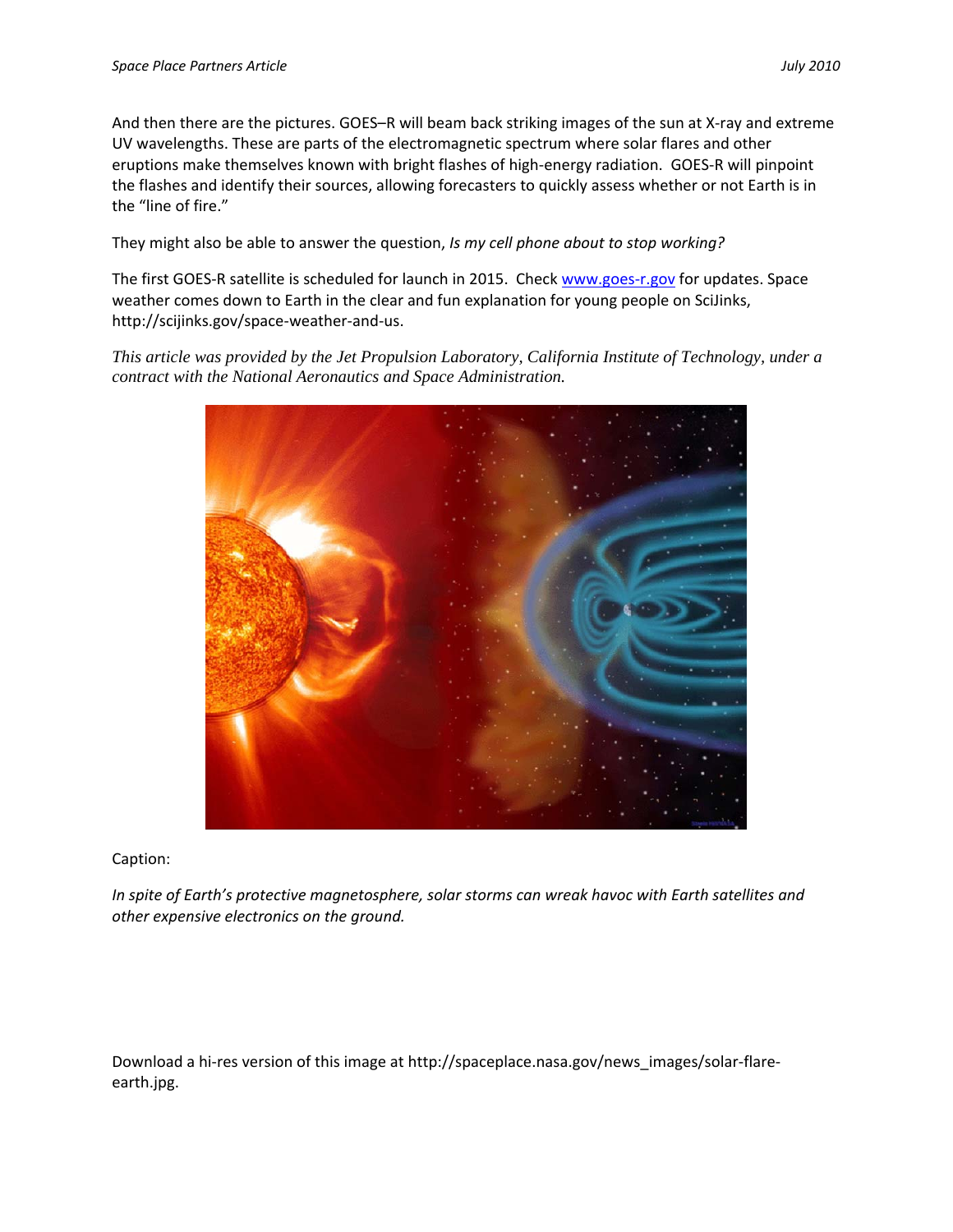And then there are the pictures. GOES–R will beam back striking images of the sun at X-ray and extreme UV wavelengths. These are parts of the electromagnetic spectrum where solar flares and other eruptions make themselves known with bright flashes of high-energy radiation. GOES-R will pinpoint the flashes and identify their sources, allowing forecasters to quickly assess whether or not Earth is in the "line of fire."

They might also be able to answer the question, *Is my cell phone about to stop working?*

The first GOES-R satellite is scheduled for launch in 2015. Check [www.goes-r.gov](http://www.goes-r.gov) for updates. Space weather comes down to Earth in the clear and fun explanation for young people on SciJinks, http://scijinks.gov/space-weather-and-us.

*This article was provided by the Jet Propulsion Laboratory, California Institute of Technology, under a contract with the National Aeronautics and Space Administration.*

Caption:

*In spite of Earth's protective magnetosphere, solar storms can wreak havoc with Earth satellites and other expensive electronics on the ground.*

Download a hi-res version of this image at http://spaceplace.nasa.gov/news_images/solar-flare-earth.jpg.